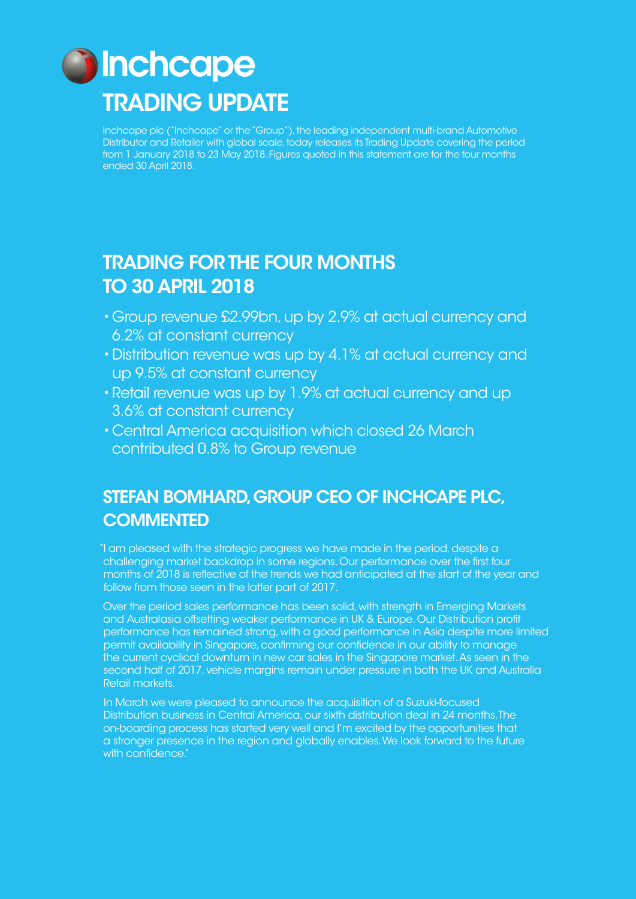# Inchcape

## TRADING UPDATE

Inchcape plc ("Inchcape" or the "Group"), the leading independent multi-brand Automotive Distributor and Retailer with global scale, today releases its Trading Update covering the period from 1 January 2018 to 23 May 2018. Figures quoted in this statement are for the four months ended 30 April 2018.

## TRADING FOR THE FOUR MONTHS TO 30 APRIL 2018

- Group revenue £2.99bn, up by 2.9% at actual currency and 6.2% at constant currency
- Distribution revenue was up by 4.1% at actual currency and up 9.5% at constant currency
- Retail revenue was up by 1.9% at actual currency and up 3.6% at constant currency
- Central America acquisition which closed 26 March contributed 0.8% to Group revenue

## STEFAN BOMHARD, GROUP CEO OF INCHCAPE PLC, COMMENTED

"I am pleased with the strategic progress we have made in the period, despite a challenging market backdrop in some regions. Our performance over the first four months of 2018 is reflective of the trends we had anticipated at the start of the year and follow from those seen in the latter part of 2017.

Over the period sales performance has been solid, with strength in Emerging Markets and Australasia offsetting weaker performance in UK & Europe. Our Distribution profit performance has remained strong, with a good performance in Asia despite more limited permit availability in Singapore, confirming our confidence in our ability to manage the current cyclical downturn in new car sales in the Singapore market. As seen in the second half of 2017, vehicle margins remain under pressure in both the UK and Australia Retail markets.

In March we were pleased to announce the acquisition of a Suzuki-focused Distribution business in Central America, our sixth distribution deal in 24 months. The on-boarding process has started very well and I'm excited by the opportunities that a stronger presence in the region and globally enables. We look forward to the future with confidence."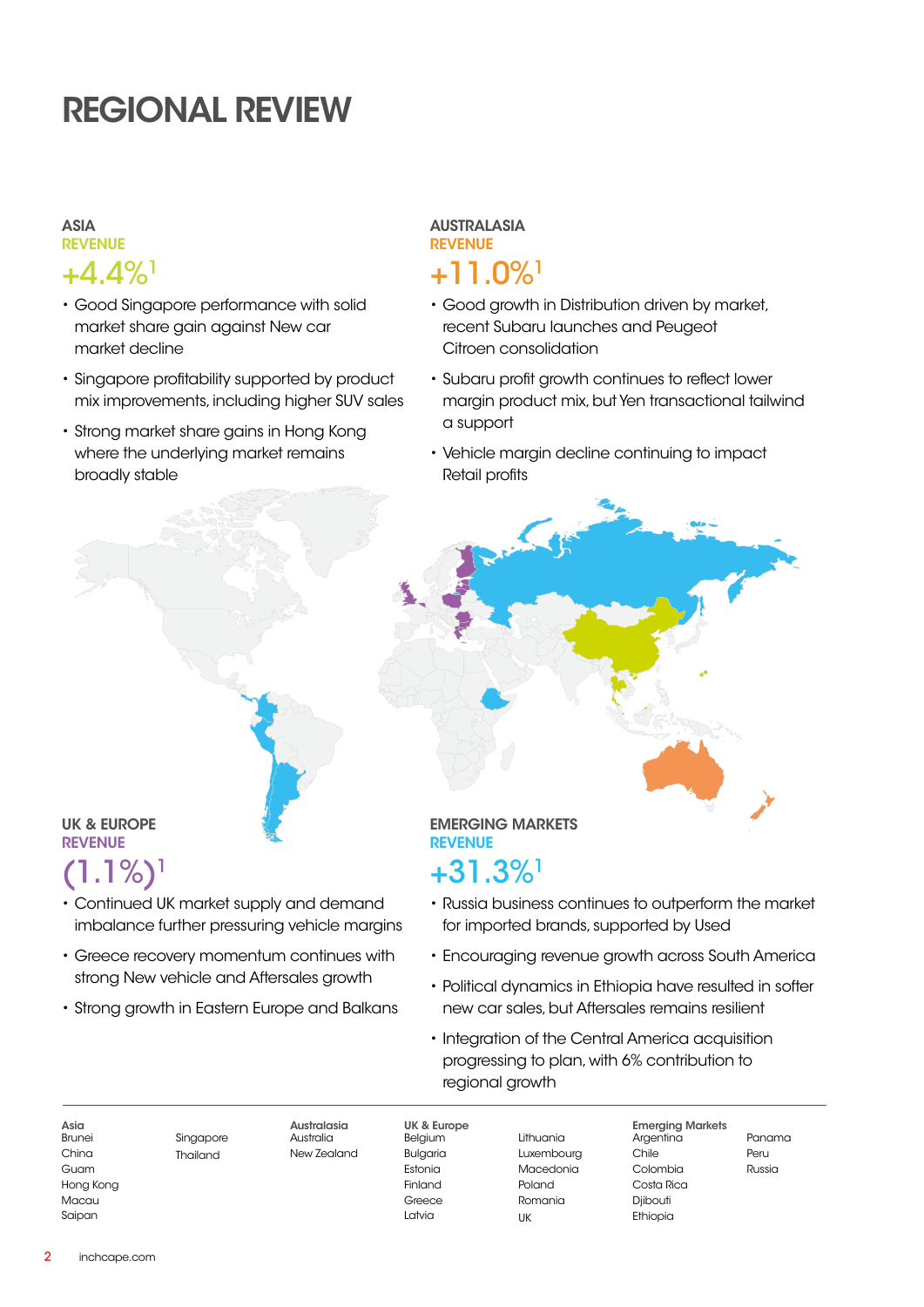# REGIONAL REVIEW

## ASIA

### REVENUE

### +4.4%[1]

- Good Singapore performance with solid market share gain against New car market decline
- Singapore profitability supported by product mix improvements, including higher SUV sales
- Strong market share gains in Hong Kong where the underlying market remains broadly stable

## AUSTRALASIA

### REVENUE

### +11.0%[1]

- Good growth in Distribution driven by market, recent Subaru launches and Peugeot Citroen consolidation
- Subaru profit growth continues to reflect lower margin product mix, but Yen transactional tailwind a support
- Vehicle margin decline continuing to impact Retail profits

## UK & EUROPE

### REVENUE

### (1.1%)[1]

- Continued UK market supply and demand imbalance further pressuring vehicle margins
- Greece recovery momentum continues with strong New vehicle and Aftersales growth
- Strong growth in Eastern Europe and Balkans

## EMERGING MARKETS

### REVENUE

### +31.3%[1]

- Russia business continues to outperform the market for imported brands, supported by Used
- Encouraging revenue growth across South America
- Political dynamics in Ethiopia have resulted in softer new car sales, but Aftersales remains resilient
- Integration of the Central America acquisition progressing to plan, with 6% contribution to regional growth

---

**Asia**
Brunei
China
Guam
Hong Kong
Macau
Saipan
Singapore
Thailand

**Australasia**
Australia
New Zealand

**UK & Europe**
Belgium
Bulgaria
Estonia
Finland
Greece
Latvia
Lithuania
Luxembourg
Macedonia
Poland
Romania
UK

**Emerging Markets**
Argentina
Chile
Colombia
Costa Rica
Djibouti
Ethiopia
Panama
Peru
Russia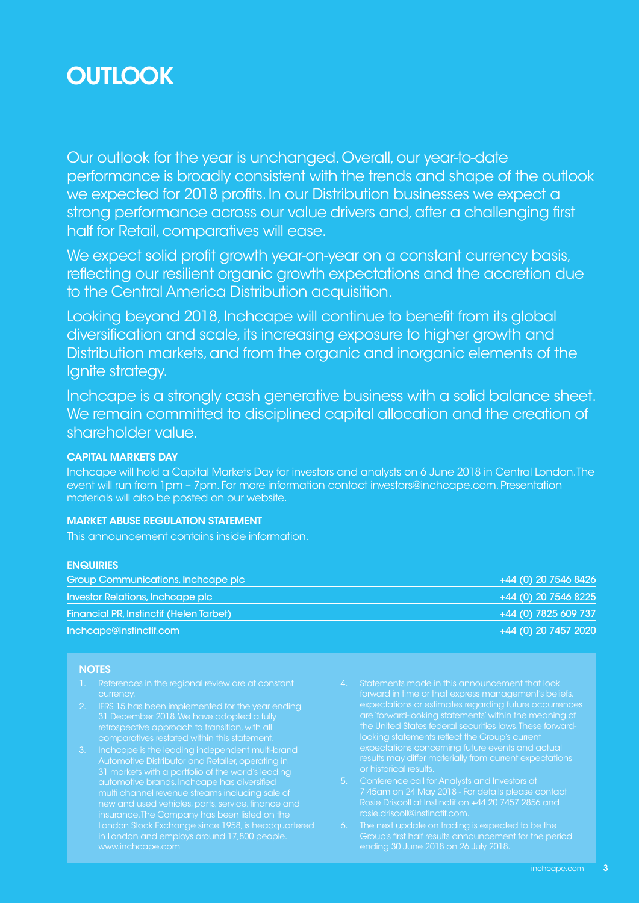# OUTLOOK

Our outlook for the year is unchanged. Overall, our year-to-date performance is broadly consistent with the trends and shape of the outlook we expected for 2018 profits. In our Distribution businesses we expect a strong performance across our value drivers and, after a challenging first half for Retail, comparatives will ease.

We expect solid profit growth year-on-year on a constant currency basis, reflecting our resilient organic growth expectations and the accretion due to the Central America Distribution acquisition.

Looking beyond 2018, Inchcape will continue to benefit from its global diversification and scale, its increasing exposure to higher growth and Distribution markets, and from the organic and inorganic elements of the Ignite strategy.

Inchcape is a strongly cash generative business with a solid balance sheet. We remain committed to disciplined capital allocation and the creation of shareholder value.

### CAPITAL MARKETS DAY

Inchcape will hold a Capital Markets Day for investors and analysts on 6 June 2018 in Central London. The event will run from 1pm – 7pm. For more information contact investors@inchcape.com. Presentation materials will also be posted on our website.

### MARKET ABUSE REGULATION STATEMENT

This announcement contains inside information.

### ENQUIRIES

| | |
|---|---|
| Group Communications, Inchcape plc | +44 (0) 20 7546 8426 |
| Investor Relations, Inchcape plc | +44 (0) 20 7546 8225 |
| Financial PR, Instinctif (Helen Tarbet) | +44 (0) 7825 609 737 |
| Inchcape@instinctif.com | +44 (0) 20 7457 2020 |

### NOTES

1. References in the regional review are at constant currency.
2. IFRS 15 has been implemented for the year ending 31 December 2018. We have adopted a fully retrospective approach to transition, with all comparatives restated within this statement.
3. Inchcape is the leading independent multi-brand Automotive Distributor and Retailer, operating in 31 markets with a portfolio of the world's leading automotive brands. Inchcape has diversified multi channel revenue streams including sale of new and used vehicles, parts, service, finance and insurance. The Company has been listed on the London Stock Exchange since 1958, is headquartered in London and employs around 17,800 people. www.inchcape.com
4. Statements made in this announcement that look forward in time or that express management's beliefs, expectations or estimates regarding future occurrences are 'forward-looking statements' within the meaning of the United States federal securities laws. These forward-looking statements reflect the Group's current expectations concerning future events and actual results may differ materially from current expectations or historical results.
5. Conference call for Analysts and Investors at 7:45am on 24 May 2018 - For details please contact Rosie Driscoll at Instinctif on +44 20 7457 2856 and rosie.driscoll@instinctif.com.
6. The next update on trading is expected to be the Group's first half results announcement for the period ending 30 June 2018 on 26 July 2018.